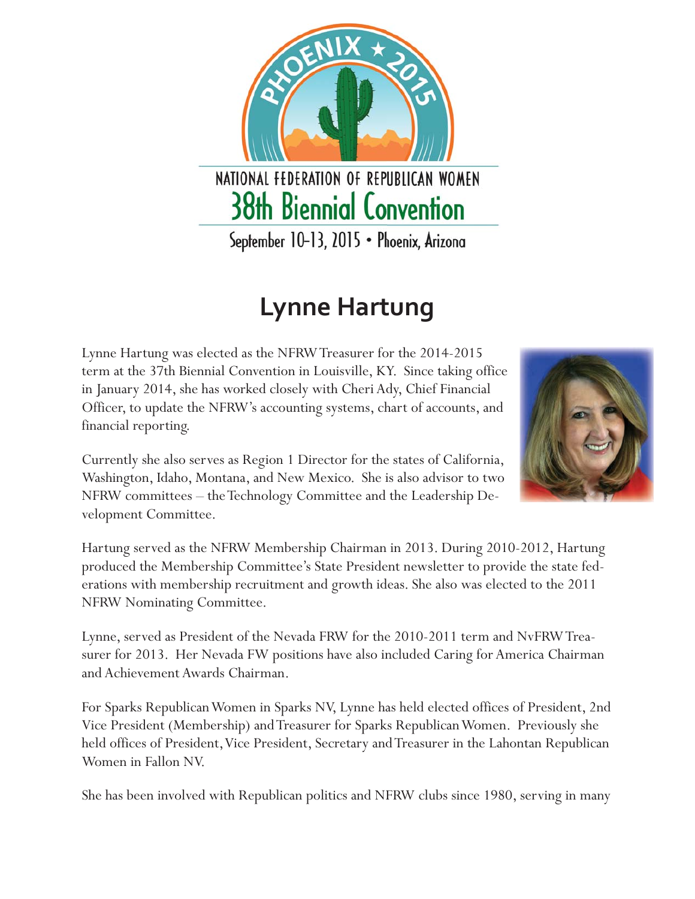NATIONAL FEDERATION OF REPUBLICAN WOMEN
38th Biennial Convention
September 10-13, 2015 • Phoenix, Arizona

# Lynne Hartung

Lynne Hartung was elected as the NFRW Treasurer for the 2014-2015 term at the 37th Biennial Convention in Louisville, KY. Since taking office in January 2014, she has worked closely with Cheri Ady, Chief Financial Officer, to update the NFRW's accounting systems, chart of accounts, and financial reporting.

Currently she also serves as Region 1 Director for the states of California, Washington, Idaho, Montana, and New Mexico. She is also advisor to two NFRW committees – the Technology Committee and the Leadership Development Committee.

Hartung served as the NFRW Membership Chairman in 2013. During 2010-2012, Hartung produced the Membership Committee's State President newsletter to provide the state federations with membership recruitment and growth ideas. She also was elected to the 2011 NFRW Nominating Committee.

Lynne, served as President of the Nevada FRW for the 2010-2011 term and NvFRW Treasurer for 2013. Her Nevada FW positions have also included Caring for America Chairman and Achievement Awards Chairman.

For Sparks Republican Women in Sparks NV, Lynne has held elected offices of President, 2nd Vice President (Membership) and Treasurer for Sparks Republican Women. Previously she held offices of President, Vice President, Secretary and Treasurer in the Lahontan Republican Women in Fallon NV.

She has been involved with Republican politics and NFRW clubs since 1980, serving in many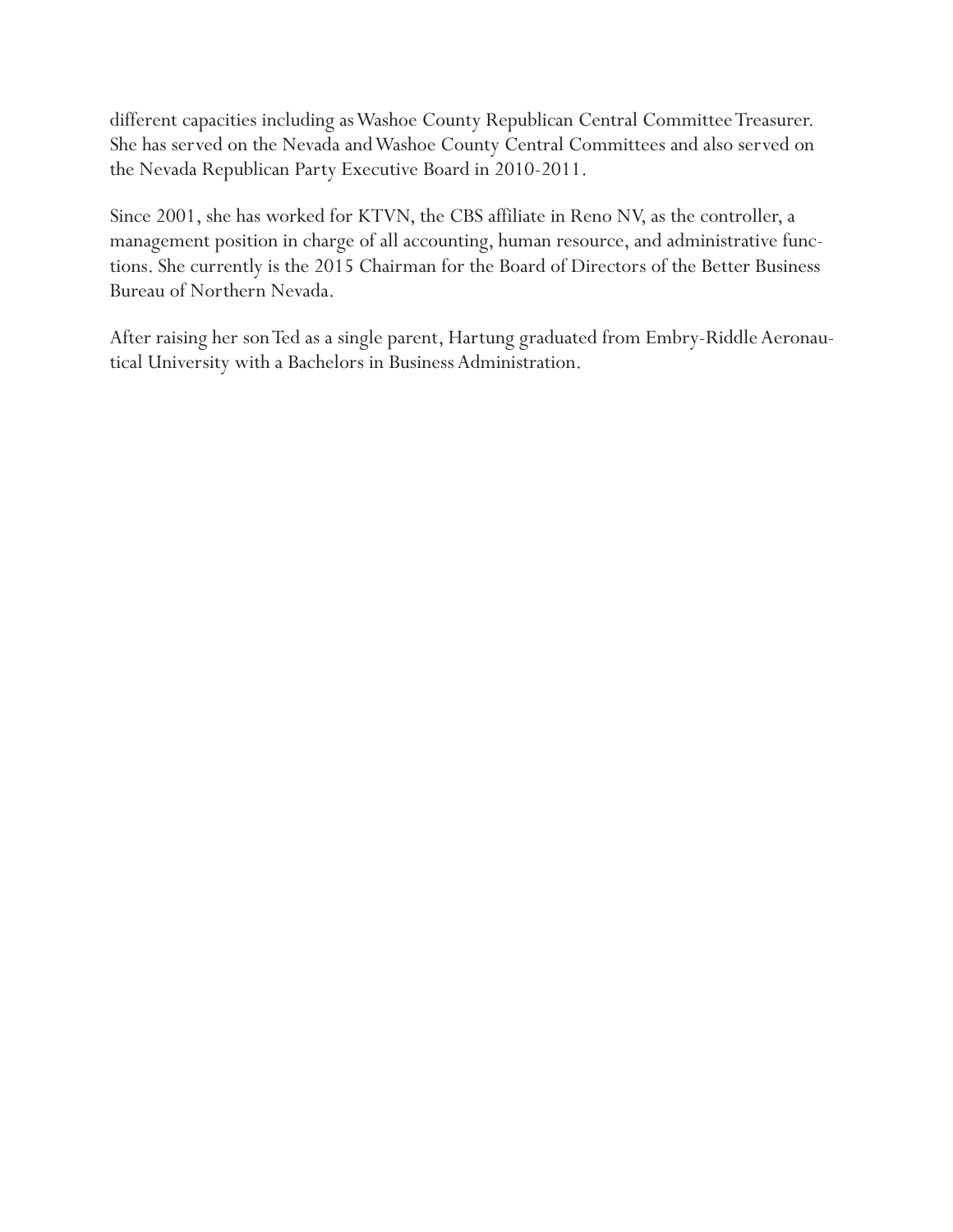different capacities including as Washoe County Republican Central Committee Treasurer. She has served on the Nevada and Washoe County Central Committees and also served on the Nevada Republican Party Executive Board in 2010-2011.

Since 2001, she has worked for KTVN, the CBS affiliate in Reno NV, as the controller, a management position in charge of all accounting, human resource, and administrative functions. She currently is the 2015 Chairman for the Board of Directors of the Better Business Bureau of Northern Nevada.

After raising her son Ted as a single parent, Hartung graduated from Embry-Riddle Aeronautical University with a Bachelors in Business Administration.